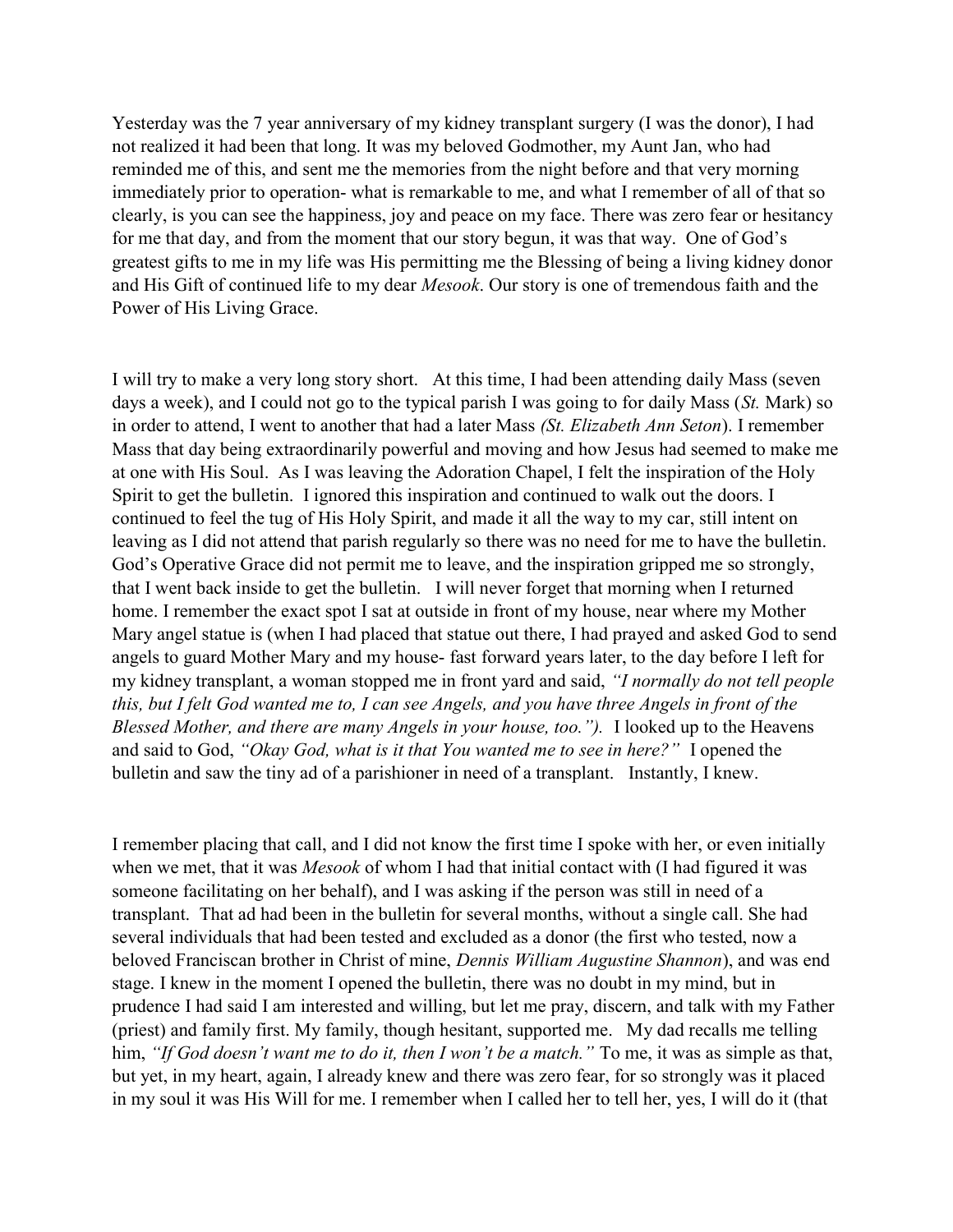Yesterday was the 7 year anniversary of my kidney transplant surgery (I was the donor), I had not realized it had been that long. It was my beloved Godmother, my Aunt Jan, who had reminded me of this, and sent me the memories from the night before and that very morning immediately prior to operation- what is remarkable to me, and what I remember of all of that so clearly, is you can see the happiness, joy and peace on my face. There was zero fear or hesitancy for me that day, and from the moment that our story begun, it was that way. One of God's greatest gifts to me in my life was His permitting me the Blessing of being a living kidney donor and His Gift of continued life to my dear *Mesook*. Our story is one of tremendous faith and the Power of His Living Grace.

I will try to make a very long story short. At this time, I had been attending daily Mass (seven days a week), and I could not go to the typical parish I was going to for daily Mass (*St.* Mark) so in order to attend, I went to another that had a later Mass *(St. Elizabeth Ann Seton*). I remember Mass that day being extraordinarily powerful and moving and how Jesus had seemed to make me at one with His Soul. As I was leaving the Adoration Chapel, I felt the inspiration of the Holy Spirit to get the bulletin. I ignored this inspiration and continued to walk out the doors. I continued to feel the tug of His Holy Spirit, and made it all the way to my car, still intent on leaving as I did not attend that parish regularly so there was no need for me to have the bulletin. God's Operative Grace did not permit me to leave, and the inspiration gripped me so strongly, that I went back inside to get the bulletin. I will never forget that morning when I returned home. I remember the exact spot I sat at outside in front of my house, near where my Mother Mary angel statue is (when I had placed that statue out there, I had prayed and asked God to send angels to guard Mother Mary and my house- fast forward years later, to the day before I left for my kidney transplant, a woman stopped me in front yard and said, *"I normally do not tell people this, but I felt God wanted me to, I can see Angels, and you have three Angels in front of the Blessed Mother, and there are many Angels in your house, too.").* I looked up to the Heavens and said to God, *"Okay God, what is it that You wanted me to see in here?"* I opened the bulletin and saw the tiny ad of a parishioner in need of a transplant. Instantly, I knew.

I remember placing that call, and I did not know the first time I spoke with her, or even initially when we met, that it was *Mesook* of whom I had that initial contact with (I had figured it was someone facilitating on her behalf), and I was asking if the person was still in need of a transplant. That ad had been in the bulletin for several months, without a single call. She had several individuals that had been tested and excluded as a donor (the first who tested, now a beloved Franciscan brother in Christ of mine, *Dennis William Augustine Shannon*), and was end stage. I knew in the moment I opened the bulletin, there was no doubt in my mind, but in prudence I had said I am interested and willing, but let me pray, discern, and talk with my Father (priest) and family first. My family, though hesitant, supported me. My dad recalls me telling him, *"If God doesn't want me to do it, then I won't be a match."* To me, it was as simple as that, but yet, in my heart, again, I already knew and there was zero fear, for so strongly was it placed in my soul it was His Will for me. I remember when I called her to tell her, yes, I will do it (that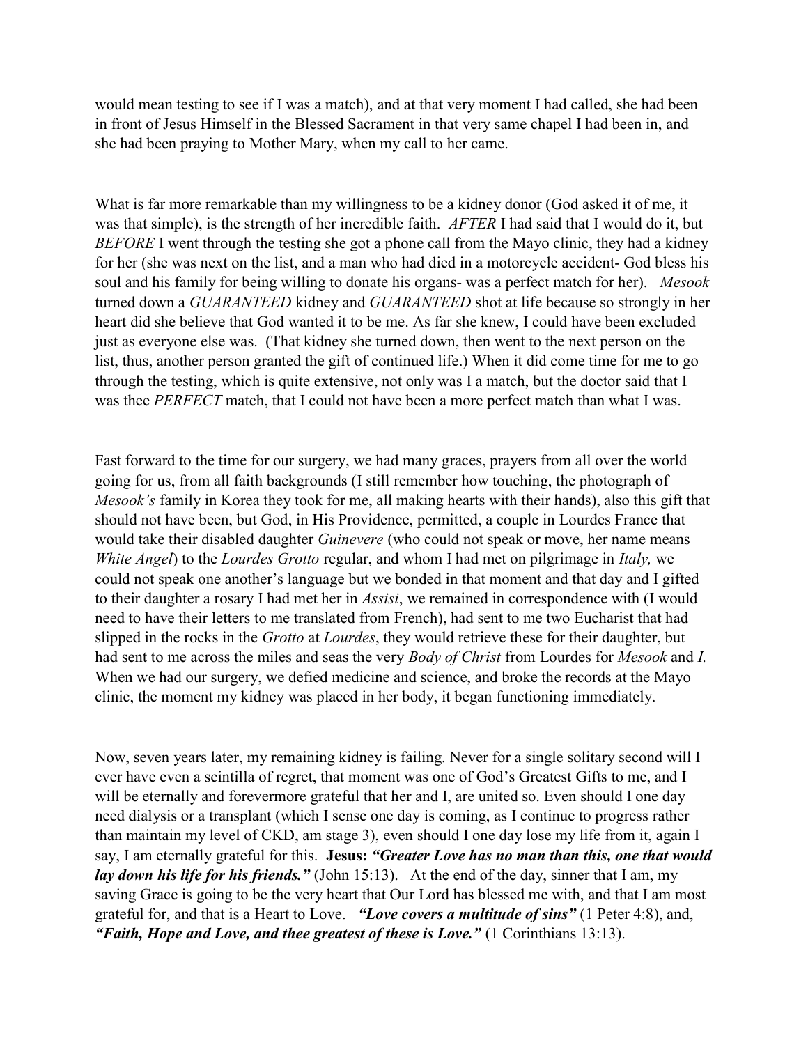would mean testing to see if I was a match), and at that very moment I had called, she had been in front of Jesus Himself in the Blessed Sacrament in that very same chapel I had been in, and she had been praying to Mother Mary, when my call to her came.

What is far more remarkable than my willingness to be a kidney donor (God asked it of me, it was that simple), is the strength of her incredible faith. *AFTER* I had said that I would do it, but *BEFORE* I went through the testing she got a phone call from the Mayo clinic, they had a kidney for her (she was next on the list, and a man who had died in a motorcycle accident- God bless his soul and his family for being willing to donate his organs- was a perfect match for her). *Mesook* turned down a *GUARANTEED* kidney and *GUARANTEED* shot at life because so strongly in her heart did she believe that God wanted it to be me. As far she knew, I could have been excluded just as everyone else was. (That kidney she turned down, then went to the next person on the list, thus, another person granted the gift of continued life.) When it did come time for me to go through the testing, which is quite extensive, not only was I a match, but the doctor said that I was thee *PERFECT* match, that I could not have been a more perfect match than what I was.

Fast forward to the time for our surgery, we had many graces, prayers from all over the world going for us, from all faith backgrounds (I still remember how touching, the photograph of *Mesook's* family in Korea they took for me, all making hearts with their hands), also this gift that should not have been, but God, in His Providence, permitted, a couple in Lourdes France that would take their disabled daughter *Guinevere* (who could not speak or move, her name means *White Angel*) to the *Lourdes Grotto* regular, and whom I had met on pilgrimage in *Italy,* we could not speak one another's language but we bonded in that moment and that day and I gifted to their daughter a rosary I had met her in *Assisi*, we remained in correspondence with (I would need to have their letters to me translated from French), had sent to me two Eucharist that had slipped in the rocks in the *Grotto* at *Lourdes*, they would retrieve these for their daughter, but had sent to me across the miles and seas the very *Body of Christ* from Lourdes for *Mesook* and *I.* When we had our surgery, we defied medicine and science, and broke the records at the Mayo clinic, the moment my kidney was placed in her body, it began functioning immediately.

Now, seven years later, my remaining kidney is failing. Never for a single solitary second will I ever have even a scintilla of regret, that moment was one of God's Greatest Gifts to me, and I will be eternally and forevermore grateful that her and I, are united so. Even should I one day need dialysis or a transplant (which I sense one day is coming, as I continue to progress rather than maintain my level of CKD, am stage 3), even should I one day lose my life from it, again I say, I am eternally grateful for this. **Jesus:** ***"Greater Love has no man than this, one that would lay down his life for his friends."*** (John 15:13). At the end of the day, sinner that I am, my saving Grace is going to be the very heart that Our Lord has blessed me with, and that I am most grateful for, and that is a Heart to Love. ***"Love covers a multitude of sins"*** (1 Peter 4:8), and, ***"Faith, Hope and Love, and thee greatest of these is Love."*** (1 Corinthians 13:13).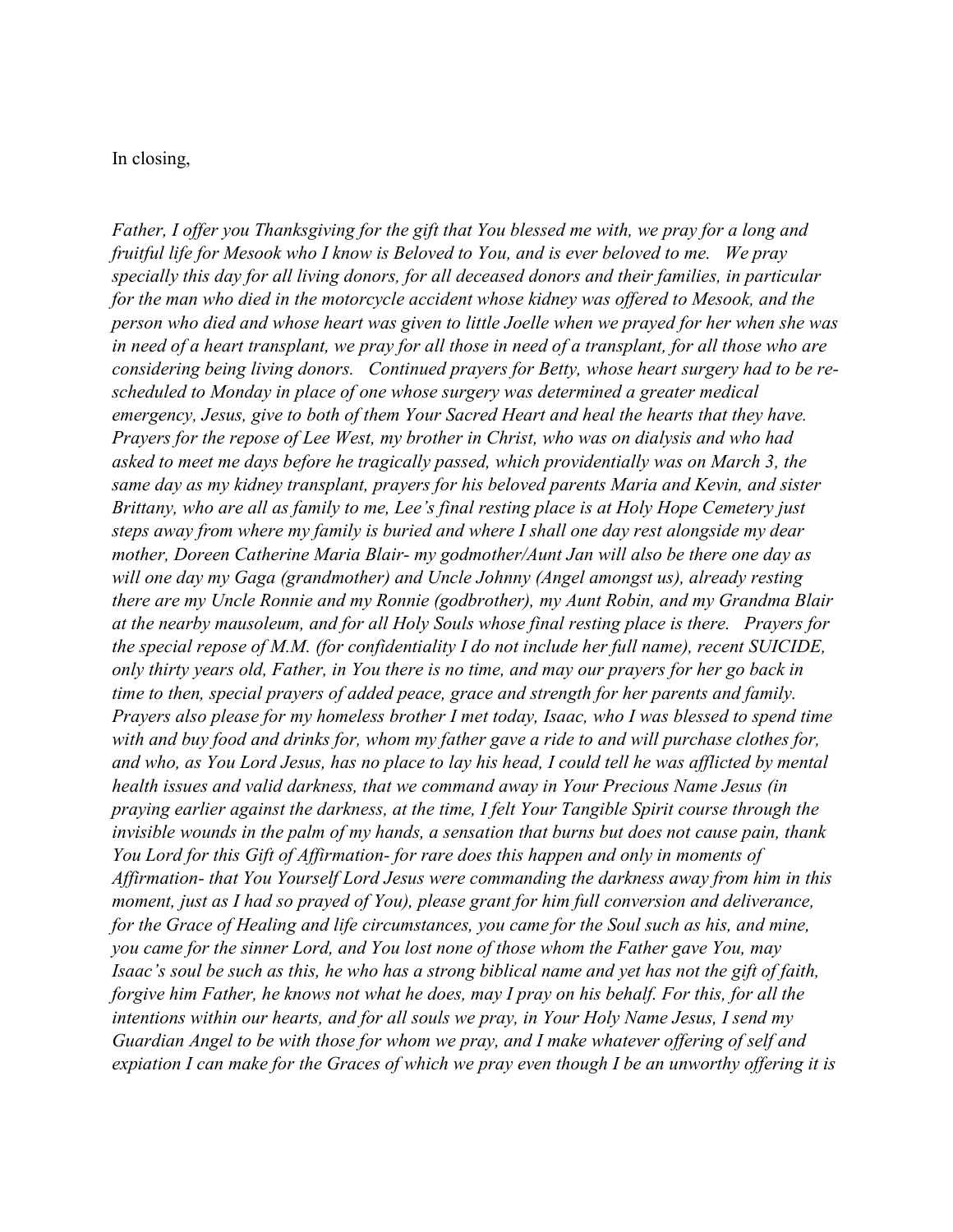In closing,

*Father, I offer you Thanksgiving for the gift that You blessed me with, we pray for a long and fruitful life for Mesook who I know is Beloved to You, and is ever beloved to me. We pray specially this day for all living donors, for all deceased donors and their families, in particular for the man who died in the motorcycle accident whose kidney was offered to Mesook, and the person who died and whose heart was given to little Joelle when we prayed for her when she was in need of a heart transplant, we pray for all those in need of a transplant, for all those who are considering being living donors. Continued prayers for Betty, whose heart surgery had to be re-scheduled to Monday in place of one whose surgery was determined a greater medical emergency, Jesus, give to both of them Your Sacred Heart and heal the hearts that they have. Prayers for the repose of Lee West, my brother in Christ, who was on dialysis and who had asked to meet me days before he tragically passed, which providentially was on March 3, the same day as my kidney transplant, prayers for his beloved parents Maria and Kevin, and sister Brittany, who are all as family to me, Lee's final resting place is at Holy Hope Cemetery just steps away from where my family is buried and where I shall one day rest alongside my dear mother, Doreen Catherine Maria Blair- my godmother/Aunt Jan will also be there one day as will one day my Gaga (grandmother) and Uncle Johnny (Angel amongst us), already resting there are my Uncle Ronnie and my Ronnie (godbrother), my Aunt Robin, and my Grandma Blair at the nearby mausoleum, and for all Holy Souls whose final resting place is there. Prayers for the special repose of M.M. (for confidentiality I do not include her full name), recent SUICIDE, only thirty years old, Father, in You there is no time, and may our prayers for her go back in time to then, special prayers of added peace, grace and strength for her parents and family. Prayers also please for my homeless brother I met today, Isaac, who I was blessed to spend time with and buy food and drinks for, whom my father gave a ride to and will purchase clothes for, and who, as You Lord Jesus, has no place to lay his head, I could tell he was afflicted by mental health issues and valid darkness, that we command away in Your Precious Name Jesus (in praying earlier against the darkness, at the time, I felt Your Tangible Spirit course through the invisible wounds in the palm of my hands, a sensation that burns but does not cause pain, thank You Lord for this Gift of Affirmation- for rare does this happen and only in moments of Affirmation- that You Yourself Lord Jesus were commanding the darkness away from him in this moment, just as I had so prayed of You), please grant for him full conversion and deliverance, for the Grace of Healing and life circumstances, you came for the Soul such as his, and mine, you came for the sinner Lord, and You lost none of those whom the Father gave You, may Isaac's soul be such as this, he who has a strong biblical name and yet has not the gift of faith, forgive him Father, he knows not what he does, may I pray on his behalf. For this, for all the intentions within our hearts, and for all souls we pray, in Your Holy Name Jesus, I send my Guardian Angel to be with those for whom we pray, and I make whatever offering of self and expiation I can make for the Graces of which we pray even though I be an unworthy offering it is*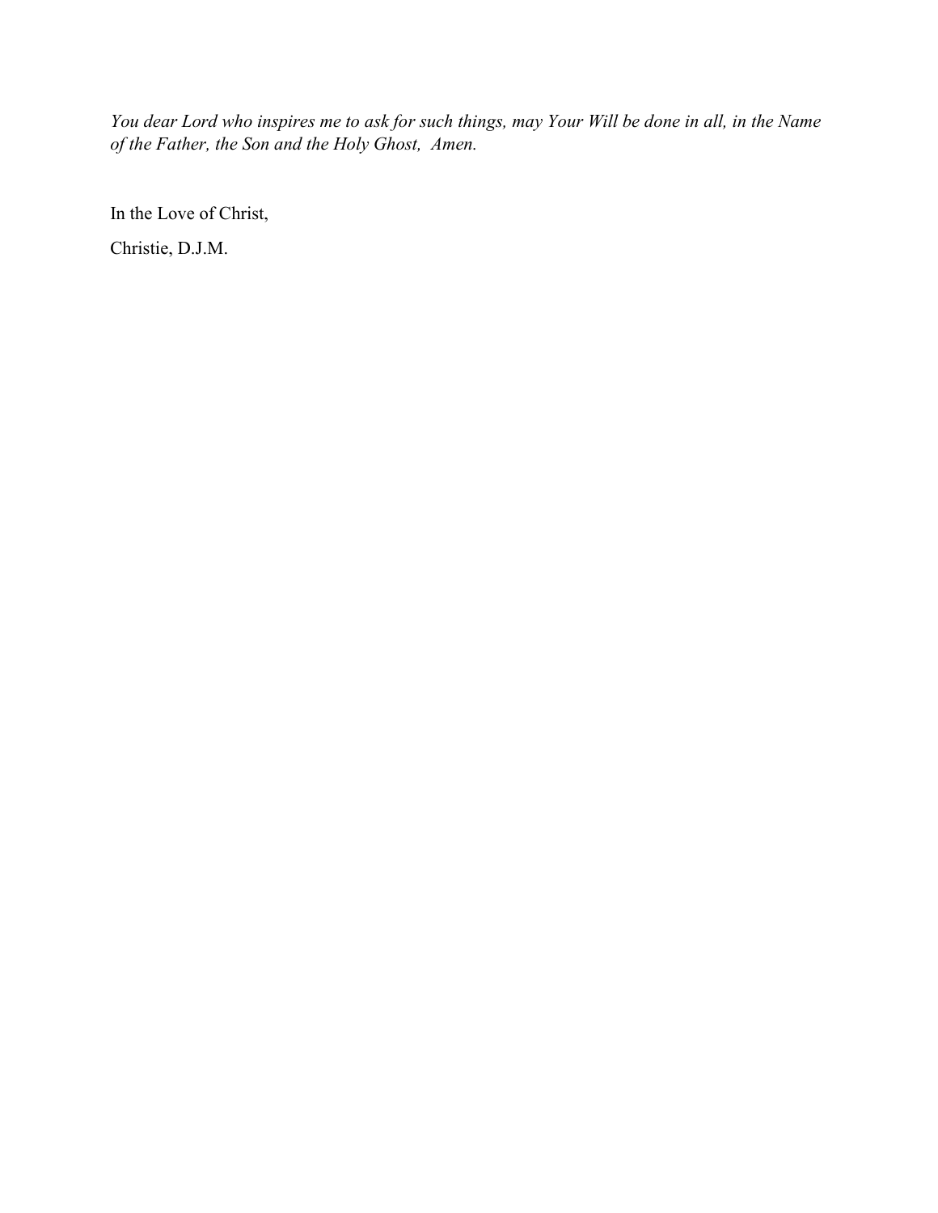*You dear Lord who inspires me to ask for such things, may Your Will be done in all, in the Name of the Father, the Son and the Holy Ghost, Amen.*

In the Love of Christ,

Christie, D.J.M.